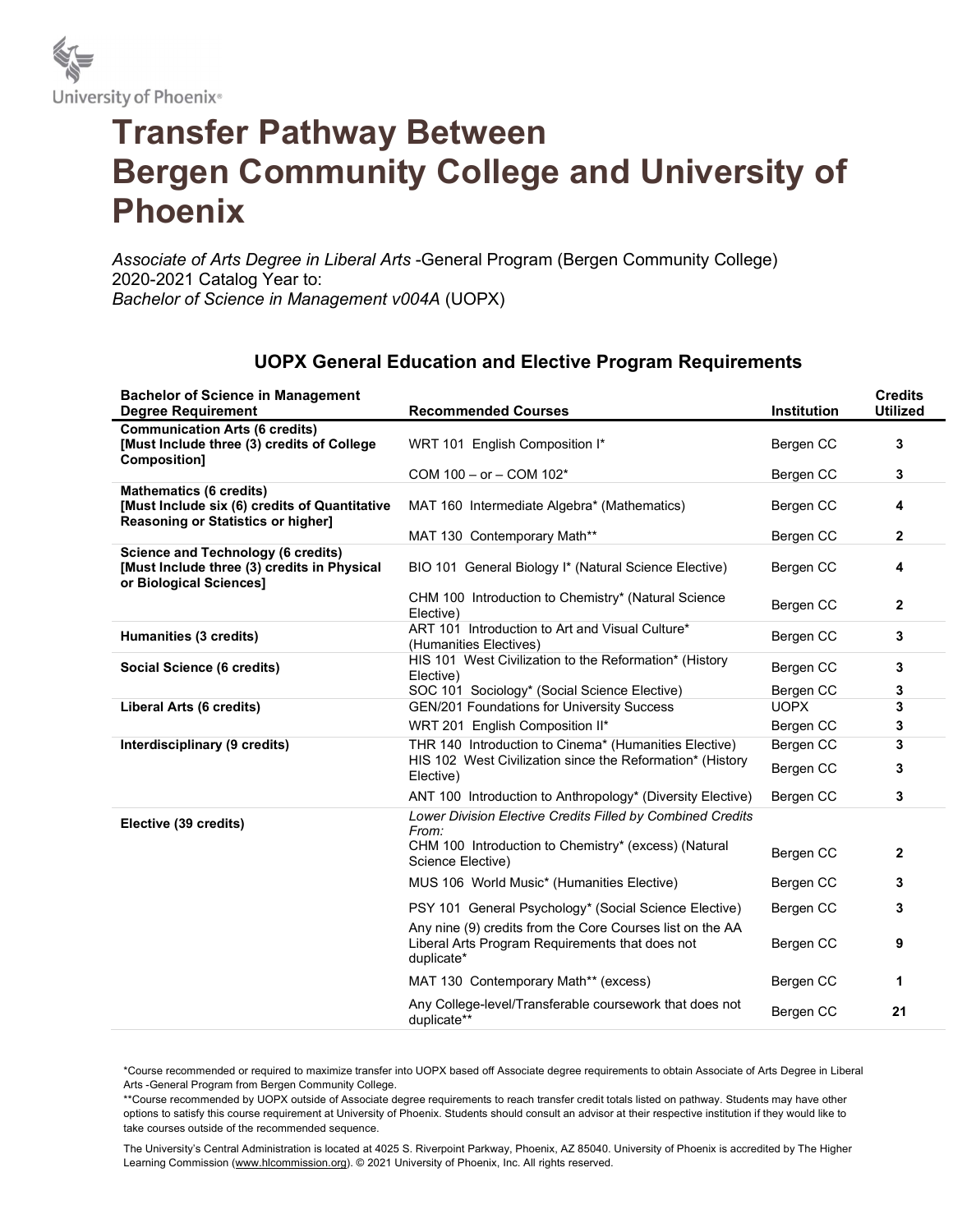University of Phoenix®

# Transfer Pathway Between Bergen Community College and University of Phoenix

*Associate of Arts Degree in Liberal Arts* -General Program (Bergen Community College)
2020-2021 Catalog Year to:
*Bachelor of Science in Management v004A* (UOPX)

## UOPX General Education and Elective Program Requirements

| Bachelor of Science in Management Degree Requirement | Recommended Courses | Institution | Credits Utilized |
|---|---|---|---|
| **Communication Arts (6 credits) [Must Include three (3) credits of College Composition]** | WRT 101 English Composition I* | Bergen CC | **3** |
| | COM 100 – or – COM 102* | Bergen CC | **3** |
| **Mathematics (6 credits) [Must Include six (6) credits of Quantitative Reasoning or Statistics or higher]** | MAT 160 Intermediate Algebra* (Mathematics) | Bergen CC | **4** |
| | MAT 130 Contemporary Math** | Bergen CC | **2** |
| **Science and Technology (6 credits) [Must Include three (3) credits in Physical or Biological Sciences]** | BIO 101 General Biology I* (Natural Science Elective) | Bergen CC | **4** |
| | CHM 100 Introduction to Chemistry* (Natural Science Elective) | Bergen CC | **2** |
| **Humanities (3 credits)** | ART 101 Introduction to Art and Visual Culture* (Humanities Electives) | Bergen CC | **3** |
| **Social Science (6 credits)** | HIS 101 West Civilization to the Reformation* (History Elective) | Bergen CC | **3** |
| | SOC 101 Sociology* (Social Science Elective) | Bergen CC | **3** |
| **Liberal Arts (6 credits)** | GEN/201 Foundations for University Success | UOPX | **3** |
| | WRT 201 English Composition II* | Bergen CC | **3** |
| **Interdisciplinary (9 credits)** | THR 140 Introduction to Cinema* (Humanities Elective) | Bergen CC | **3** |
| | HIS 102 West Civilization since the Reformation* (History Elective) | Bergen CC | **3** |
| | ANT 100 Introduction to Anthropology* (Diversity Elective) | Bergen CC | **3** |
| **Elective (39 credits)** | *Lower Division Elective Credits Filled by Combined Credits From:* | | |
| | CHM 100 Introduction to Chemistry* (excess) (Natural Science Elective) | Bergen CC | **2** |
| | MUS 106 World Music* (Humanities Elective) | Bergen CC | **3** |
| | PSY 101 General Psychology* (Social Science Elective) | Bergen CC | **3** |
| | Any nine (9) credits from the Core Courses list on the AA Liberal Arts Program Requirements that does not duplicate* | Bergen CC | **9** |
| | MAT 130 Contemporary Math** (excess) | Bergen CC | **1** |
| | Any College-level/Transferable coursework that does not duplicate** | Bergen CC | **21** |

*Course recommended or required to maximize transfer into UOPX based off Associate degree requirements to obtain Associate of Arts Degree in Liberal Arts -General Program from Bergen Community College.

**Course recommended by UOPX outside of Associate degree requirements to reach transfer credit totals listed on pathway. Students may have other options to satisfy this course requirement at University of Phoenix. Students should consult an advisor at their respective institution if they would like to take courses outside of the recommended sequence.

The University's Central Administration is located at 4025 S. Riverpoint Parkway, Phoenix, AZ 85040. University of Phoenix is accredited by The Higher Learning Commission (www.hlcommission.org). © 2021 University of Phoenix, Inc. All rights reserved.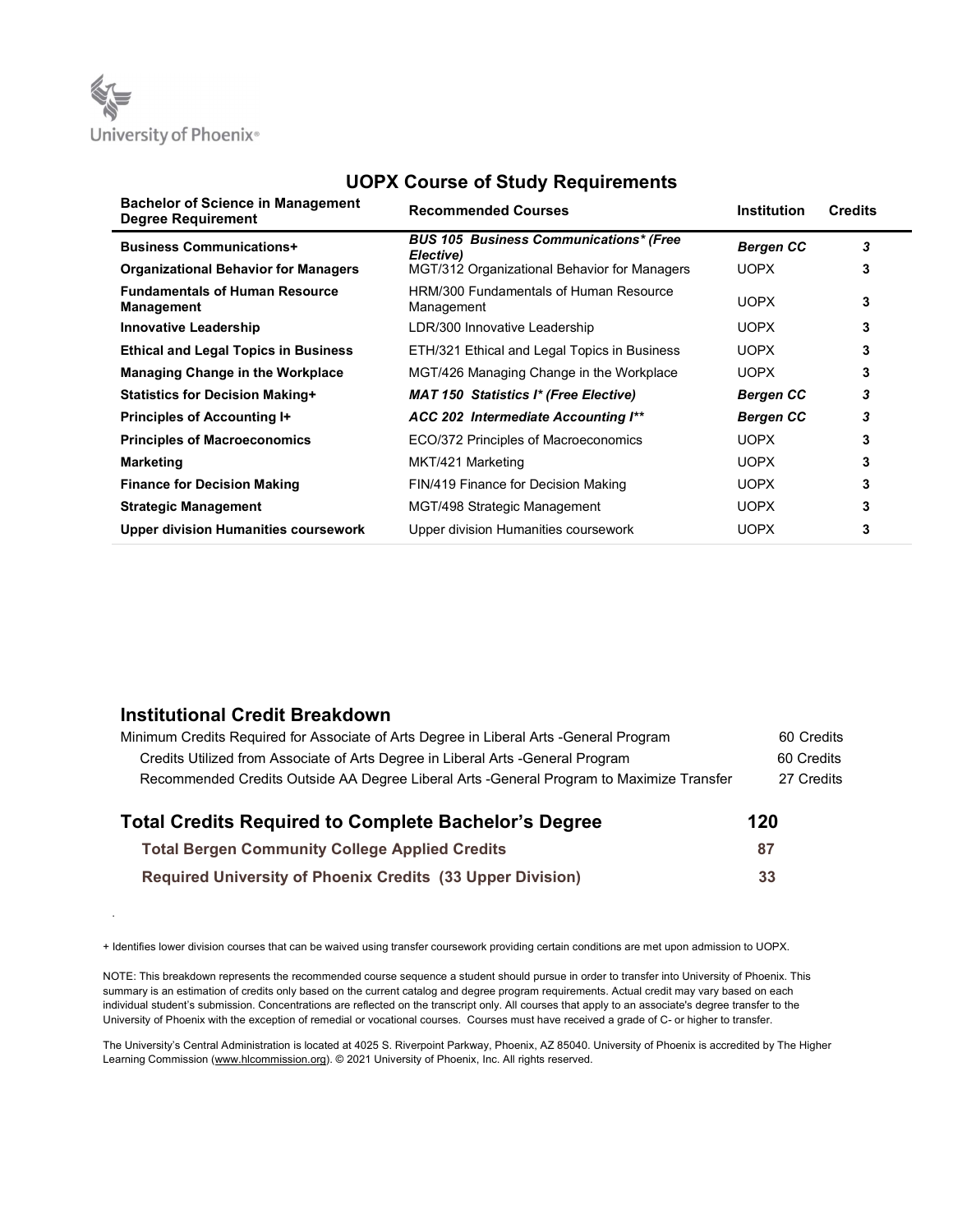University of Phoenix®

## UOPX Course of Study Requirements

| Bachelor of Science in Management Degree Requirement | Recommended Courses | Institution | Credits |
|---|---|---|---|
| **Business Communications+** | ***BUS 105 Business Communications* (Free Elective)*** | ***Bergen CC*** | ***3*** |
| **Organizational Behavior for Managers** | MGT/312 Organizational Behavior for Managers | UOPX | **3** |
| **Fundamentals of Human Resource Management** | HRM/300 Fundamentals of Human Resource Management | UOPX | **3** |
| **Innovative Leadership** | LDR/300 Innovative Leadership | UOPX | **3** |
| **Ethical and Legal Topics in Business** | ETH/321 Ethical and Legal Topics in Business | UOPX | **3** |
| **Managing Change in the Workplace** | MGT/426 Managing Change in the Workplace | UOPX | **3** |
| **Statistics for Decision Making+** | ***MAT 150 Statistics I* (Free Elective)*** | ***Bergen CC*** | ***3*** |
| **Principles of Accounting I+** | ***ACC 202 Intermediate Accounting I***** | ***Bergen CC*** | ***3*** |
| **Principles of Macroeconomics** | ECO/372 Principles of Macroeconomics | UOPX | **3** |
| **Marketing** | MKT/421 Marketing | UOPX | **3** |
| **Finance for Decision Making** | FIN/419 Finance for Decision Making | UOPX | **3** |
| **Strategic Management** | MGT/498 Strategic Management | UOPX | **3** |
| **Upper division Humanities coursework** | Upper division Humanities coursework | UOPX | **3** |

## Institutional Credit Breakdown

| | |
|---|---|
| Minimum Credits Required for Associate of Arts Degree in Liberal Arts -General Program | 60 Credits |
| Credits Utilized from Associate of Arts Degree in Liberal Arts -General Program | 60 Credits |
| Recommended Credits Outside AA Degree Liberal Arts -General Program to Maximize Transfer | 27 Credits |

| | |
|---|---|
| **Total Credits Required to Complete Bachelor's Degree** | **120** |
| **Total Bergen Community College Applied Credits** | **87** |
| **Required University of Phoenix Credits (33 Upper Division)** | **33** |

+ Identifies lower division courses that can be waived using transfer coursework providing certain conditions are met upon admission to UOPX.

NOTE: This breakdown represents the recommended course sequence a student should pursue in order to transfer into University of Phoenix. This summary is an estimation of credits only based on the current catalog and degree program requirements. Actual credit may vary based on each individual student's submission. Concentrations are reflected on the transcript only. All courses that apply to an associate's degree transfer to the University of Phoenix with the exception of remedial or vocational courses. Courses must have received a grade of C- or higher to transfer.

The University's Central Administration is located at 4025 S. Riverpoint Parkway, Phoenix, AZ 85040. University of Phoenix is accredited by The Higher Learning Commission (www.hlcommission.org). © 2021 University of Phoenix, Inc. All rights reserved.